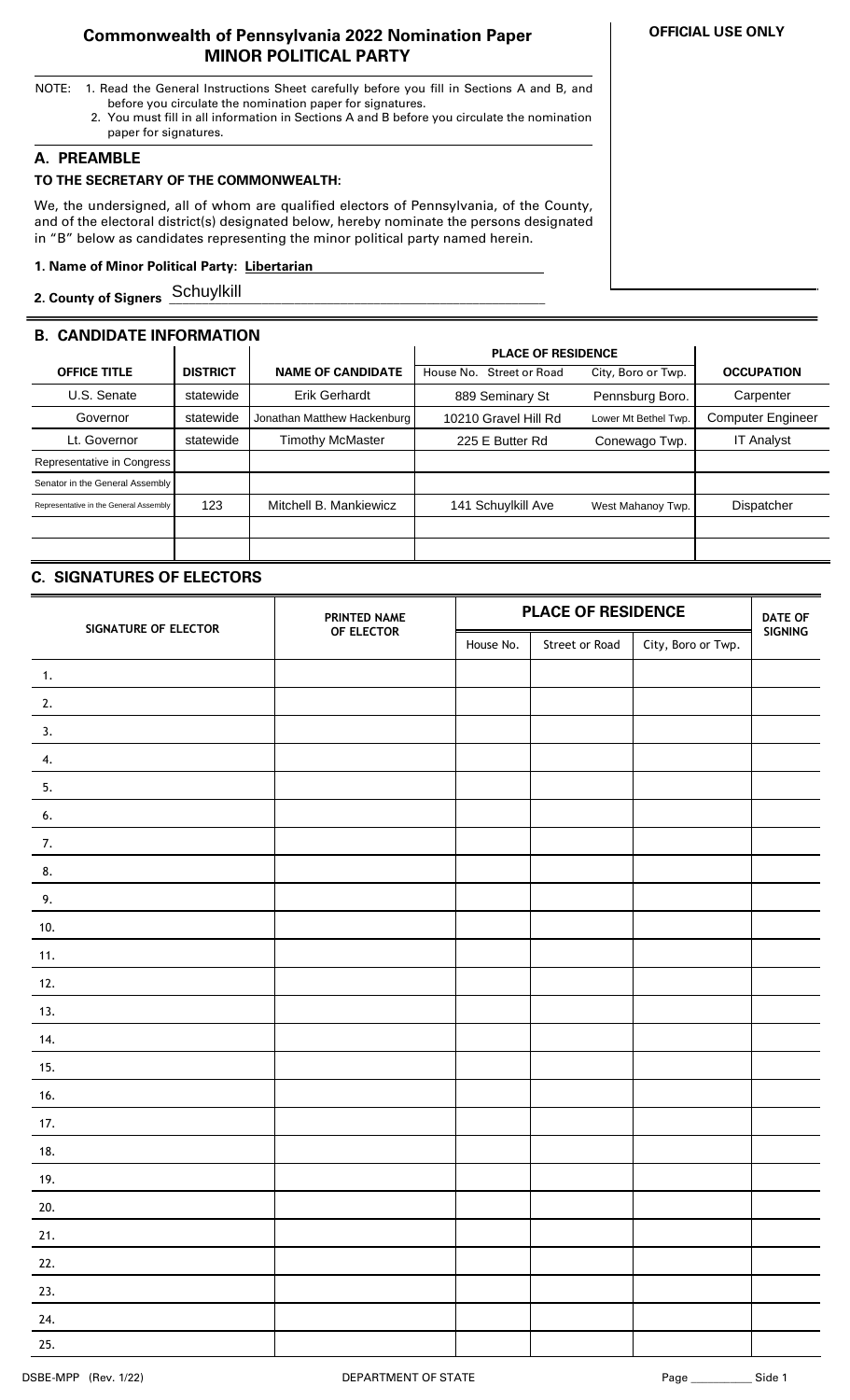# Commonwealth of Pennsylvania 2022 Nomination Paper
## MINOR POLITICAL PARTY

**OFFICIAL USE ONLY**

NOTE: 1. Read the General Instructions Sheet carefully before you fill in Sections A and B, and before you circulate the nomination paper for signatures.
2. You must fill in all information in Sections A and B before you circulate the nomination paper for signatures.

## A. PREAMBLE

**TO THE SECRETARY OF THE COMMONWEALTH:**

We, the undersigned, all of whom are qualified electors of Pennsylvania, of the County, and of the electoral district(s) designated below, hereby nominate the persons designated in "B" below as candidates representing the minor political party named herein.

**1. Name of Minor Political Party:** **Libertarian**

**2. County of Signers** Schuylkill

## B. CANDIDATE INFORMATION

| OFFICE TITLE | DISTRICT | NAME OF CANDIDATE | PLACE OF RESIDENCE House No. Street or Road | City, Boro or Twp. | OCCUPATION |
|---|---|---|---|---|---|
| U.S. Senate | statewide | Erik Gerhardt | 889 Seminary St | Pennsburg Boro. | Carpenter |
| Governor | statewide | Jonathan Matthew Hackenburg | 10210 Gravel Hill Rd | Lower Mt Bethel Twp. | Computer Engineer |
| Lt. Governor | statewide | Timothy McMaster | 225 E Butter Rd | Conewago Twp. | IT Analyst |
| Representative in Congress | | | | | |
| Senator in the General Assembly | | | | | |
| Representative in the General Assembly | 123 | Mitchell B. Mankiewicz | 141 Schuylkill Ave | West Mahanoy Twp. | Dispatcher |
| | | | | | |
| | | | | | |

## C. SIGNATURES OF ELECTORS

| SIGNATURE OF ELECTOR | PRINTED NAME OF ELECTOR | PLACE OF RESIDENCE | | | DATE OF SIGNING |
|---|---|---|---|---|---|
| | | House No. | Street or Road | City, Boro or Twp. | |
| 1. | | | | | |
| 2. | | | | | |
| 3. | | | | | |
| 4. | | | | | |
| 5. | | | | | |
| 6. | | | | | |
| 7. | | | | | |
| 8. | | | | | |
| 9. | | | | | |
| 10. | | | | | |
| 11. | | | | | |
| 12. | | | | | |
| 13. | | | | | |
| 14. | | | | | |
| 15. | | | | | |
| 16. | | | | | |
| 17. | | | | | |
| 18. | | | | | |
| 19. | | | | | |
| 20. | | | | | |
| 21. | | | | | |
| 22. | | | | | |
| 23. | | | | | |
| 24. | | | | | |
| 25. | | | | | |

DSBE-MPP (Rev. 1/22) DEPARTMENT OF STATE Page ________ Side 1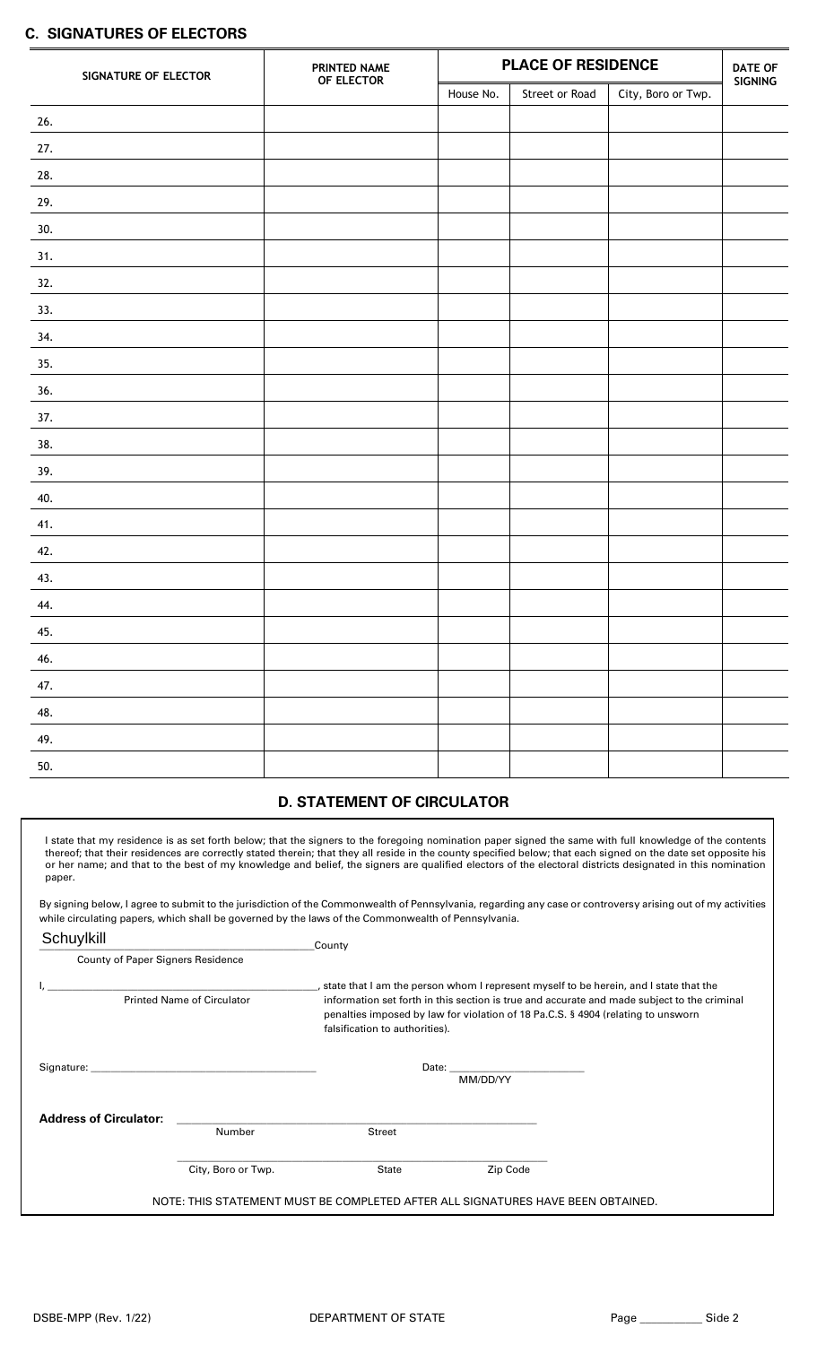## C. SIGNATURES OF ELECTORS

| SIGNATURE OF ELECTOR | PRINTED NAME OF ELECTOR | PLACE OF RESIDENCE | | | DATE OF SIGNING |
|---|---|---|---|---|---|
| | | House No. | Street or Road | City, Boro or Twp. | |
| 26. | | | | | |
| 27. | | | | | |
| 28. | | | | | |
| 29. | | | | | |
| 30. | | | | | |
| 31. | | | | | |
| 32. | | | | | |
| 33. | | | | | |
| 34. | | | | | |
| 35. | | | | | |
| 36. | | | | | |
| 37. | | | | | |
| 38. | | | | | |
| 39. | | | | | |
| 40. | | | | | |
| 41. | | | | | |
| 42. | | | | | |
| 43. | | | | | |
| 44. | | | | | |
| 45. | | | | | |
| 46. | | | | | |
| 47. | | | | | |
| 48. | | | | | |
| 49. | | | | | |
| 50. | | | | | |

## D. STATEMENT OF CIRCULATOR

I state that my residence is as set forth below; that the signers to the foregoing nomination paper signed the same with full knowledge of the contents thereof; that their residences are correctly stated therein; that they all reside in the county specified below; that each signed on the date set opposite his or her name; and that to the best of my knowledge and belief, the signers are qualified electors of the electoral districts designated in this nomination paper.

By signing below, I agree to submit to the jurisdiction of the Commonwealth of Pennsylvania, regarding any case or controversy arising out of my activities while circulating papers, which shall be governed by the laws of the Commonwealth of Pennsylvania.

Schuylkill ____________ County
County of Paper Signers Residence

I, ______________________________, state that I am the person whom I represent myself to be herein, and I state that the information set forth in this section is true and accurate and made subject to the criminal penalties imposed by law for violation of 18 Pa.C.S. § 4904 (relating to unsworn falsification to authorities).
Printed Name of Circulator

Signature: ______________________________ Date: ____________________
MM/DD/YY

**Address of Circulator:** ______________________________
Number Street

______________________________
City, Boro or Twp. State Zip Code

NOTE: THIS STATEMENT MUST BE COMPLETED AFTER ALL SIGNATURES HAVE BEEN OBTAINED.

DSBE-MPP (Rev. 1/22) DEPARTMENT OF STATE Page __________ Side 2